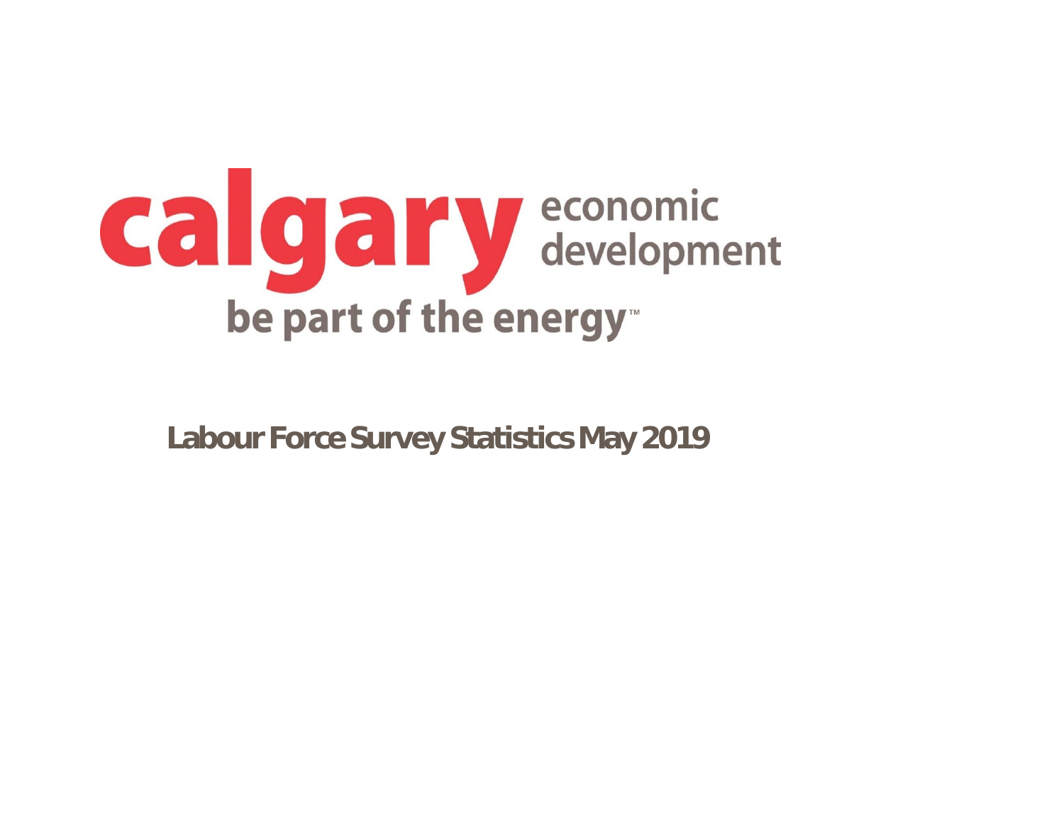calgary economic development

be part of the energy™

# Labour Force Survey Statistics May 2019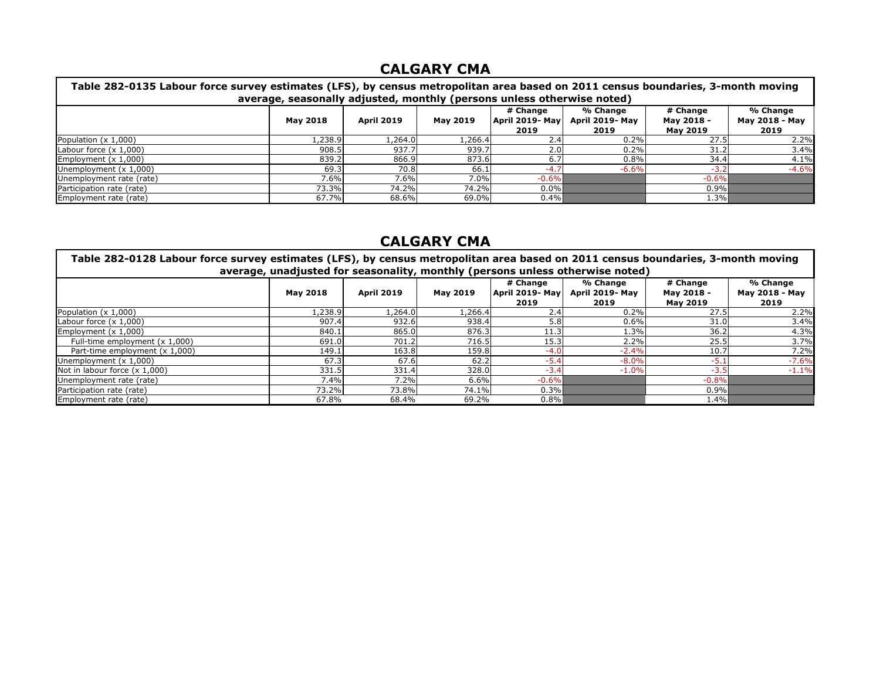## CALGARY CMA

| Table 282-0135 Labour force survey estimates (LFS), by census metropolitan area based on 2011 census boundaries, 3-month moving average, seasonally adjusted, monthly (persons unless otherwise noted) | | | | | | | |
|---|---|---|---|---|---|---|---|
| | May 2018 | April 2019 | May 2019 | # Change April 2019- May 2019 | % Change April 2019- May 2019 | # Change May 2018 - May 2019 | % Change May 2018 - May 2019 |
| Population (x 1,000) | 1,238.9 | 1,264.0 | 1,266.4 | 2.4 | 0.2% | 27.5 | 2.2% |
| Labour force (x 1,000) | 908.5 | 937.7 | 939.7 | 2.0 | 0.2% | 31.2 | 3.4% |
| Employment (x 1,000) | 839.2 | 866.9 | 873.6 | 6.7 | 0.8% | 34.4 | 4.1% |
| Unemployment (x 1,000) | 69.3 | 70.8 | 66.1 | -4.7 | -6.6% | -3.2 | -4.6% |
| Unemployment rate (rate) | 7.6% | 7.6% | 7.0% | -0.6% | | -0.6% | |
| Participation rate (rate) | 73.3% | 74.2% | 74.2% | 0.0% | | 0.9% | |
| Employment rate (rate) | 67.7% | 68.6% | 69.0% | 0.4% | | 1.3% | |

## CALGARY CMA

| Table 282-0128 Labour force survey estimates (LFS), by census metropolitan area based on 2011 census boundaries, 3-month moving average, unadjusted for seasonality, monthly (persons unless otherwise noted) | | | | | | | |
|---|---|---|---|---|---|---|---|
| | May 2018 | April 2019 | May 2019 | # Change April 2019- May 2019 | % Change April 2019- May 2019 | # Change May 2018 - May 2019 | % Change May 2018 - May 2019 |
| Population (x 1,000) | 1,238.9 | 1,264.0 | 1,266.4 | 2.4 | 0.2% | 27.5 | 2.2% |
| Labour force (x 1,000) | 907.4 | 932.6 | 938.4 | 5.8 | 0.6% | 31.0 | 3.4% |
| Employment (x 1,000) | 840.1 | 865.0 | 876.3 | 11.3 | 1.3% | 36.2 | 4.3% |
| Full-time employment (x 1,000) | 691.0 | 701.2 | 716.5 | 15.3 | 2.2% | 25.5 | 3.7% |
| Part-time employment (x 1,000) | 149.1 | 163.8 | 159.8 | -4.0 | -2.4% | 10.7 | 7.2% |
| Unemployment (x 1,000) | 67.3 | 67.6 | 62.2 | -5.4 | -8.0% | -5.1 | -7.6% |
| Not in labour force (x 1,000) | 331.5 | 331.4 | 328.0 | -3.4 | -1.0% | -3.5 | -1.1% |
| Unemployment rate (rate) | 7.4% | 7.2% | 6.6% | -0.6% | | -0.8% | |
| Participation rate (rate) | 73.2% | 73.8% | 74.1% | 0.3% | | 0.9% | |
| Employment rate (rate) | 67.8% | 68.4% | 69.2% | 0.8% | | 1.4% | |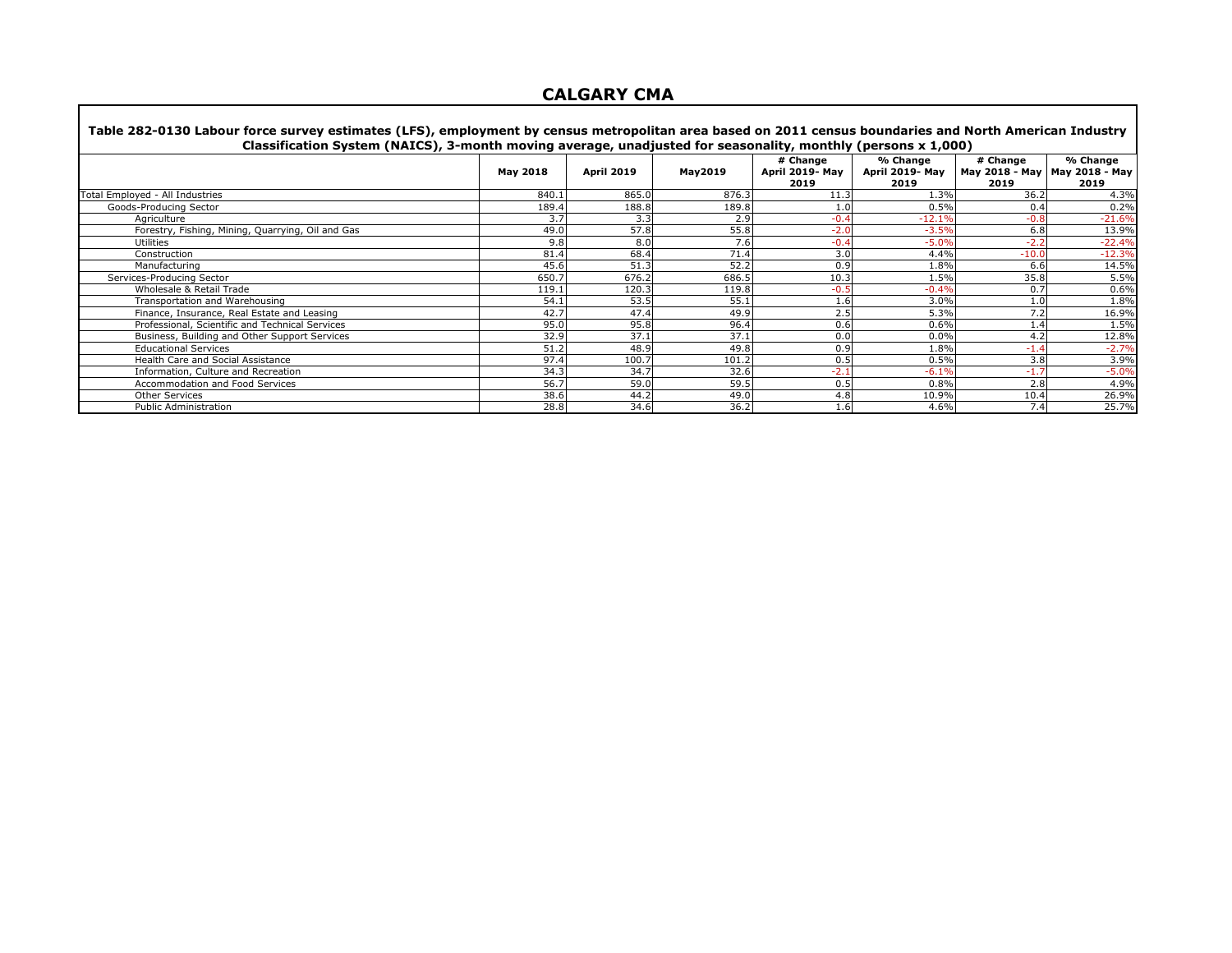# CALGARY CMA

**Table 282-0130 Labour force survey estimates (LFS), employment by census metropolitan area based on 2011 census boundaries and North American Industry Classification System (NAICS), 3-month moving average, unadjusted for seasonality, monthly (persons x 1,000)**

| | May 2018 | April 2019 | May2019 | # Change April 2019- May 2019 | % Change April 2019- May 2019 | # Change May 2018 - May 2019 | % Change May 2018 - May 2019 |
|---|---|---|---|---|---|---|---|
| Total Employed - All Industries | 840.1 | 865.0 | 876.3 | 11.3 | 1.3% | 36.2 | 4.3% |
| Goods-Producing Sector | 189.4 | 188.8 | 189.8 | 1.0 | 0.5% | 0.4 | 0.2% |
| Agriculture | 3.7 | 3.3 | 2.9 | -0.4 | -12.1% | -0.8 | -21.6% |
| Forestry, Fishing, Mining, Quarrying, Oil and Gas | 49.0 | 57.8 | 55.8 | -2.0 | -3.5% | 6.8 | 13.9% |
| Utilities | 9.8 | 8.0 | 7.6 | -0.4 | -5.0% | -2.2 | -22.4% |
| Construction | 81.4 | 68.4 | 71.4 | 3.0 | 4.4% | -10.0 | -12.3% |
| Manufacturing | 45.6 | 51.3 | 52.2 | 0.9 | 1.8% | 6.6 | 14.5% |
| Services-Producing Sector | 650.7 | 676.2 | 686.5 | 10.3 | 1.5% | 35.8 | 5.5% |
| Wholesale & Retail Trade | 119.1 | 120.3 | 119.8 | -0.5 | -0.4% | 0.7 | 0.6% |
| Transportation and Warehousing | 54.1 | 53.5 | 55.1 | 1.6 | 3.0% | 1.0 | 1.8% |
| Finance, Insurance, Real Estate and Leasing | 42.7 | 47.4 | 49.9 | 2.5 | 5.3% | 7.2 | 16.9% |
| Professional, Scientific and Technical Services | 95.0 | 95.8 | 96.4 | 0.6 | 0.6% | 1.4 | 1.5% |
| Business, Building and Other Support Services | 32.9 | 37.1 | 37.1 | 0.0 | 0.0% | 4.2 | 12.8% |
| Educational Services | 51.2 | 48.9 | 49.8 | 0.9 | 1.8% | -1.4 | -2.7% |
| Health Care and Social Assistance | 97.4 | 100.7 | 101.2 | 0.5 | 0.5% | 3.8 | 3.9% |
| Information, Culture and Recreation | 34.3 | 34.7 | 32.6 | -2.1 | -6.1% | -1.7 | -5.0% |
| Accommodation and Food Services | 56.7 | 59.0 | 59.5 | 0.5 | 0.8% | 2.8 | 4.9% |
| Other Services | 38.6 | 44.2 | 49.0 | 4.8 | 10.9% | 10.4 | 26.9% |
| Public Administration | 28.8 | 34.6 | 36.2 | 1.6 | 4.6% | 7.4 | 25.7% |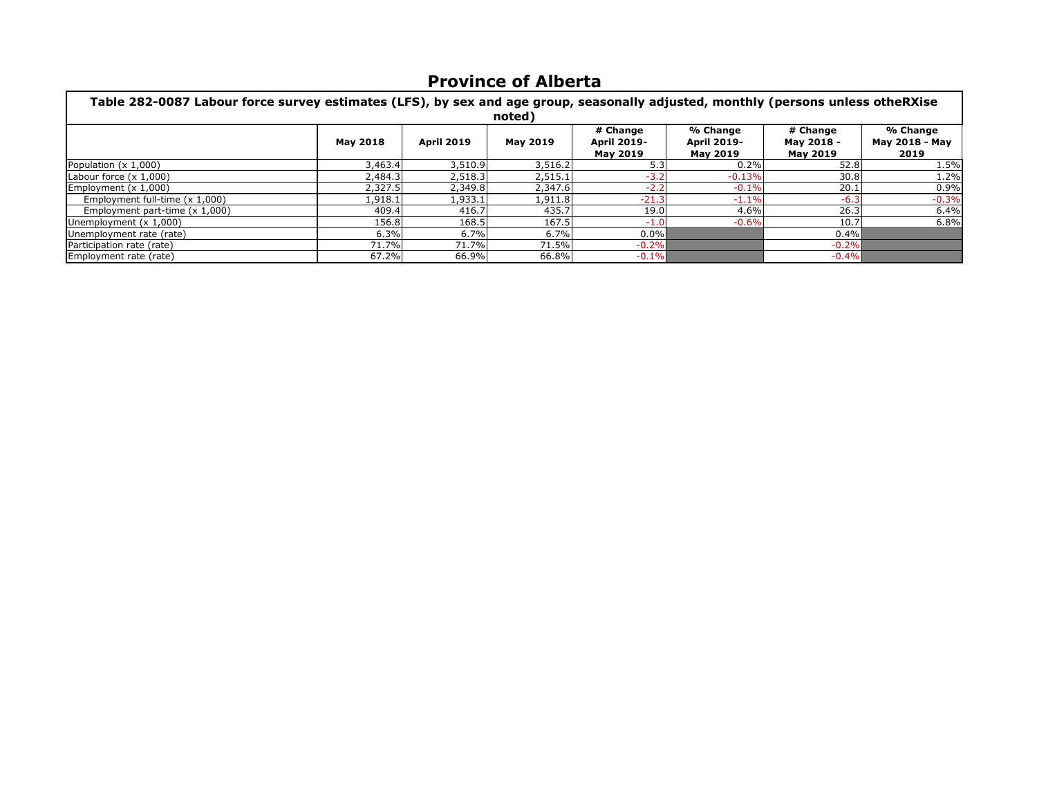# Province of Alberta

| Table 282-0087 Labour force survey estimates (LFS), by sex and age group, seasonally adjusted, monthly (persons unless otheRXise noted) | | | | | | | |
|---|---|---|---|---|---|---|---|
| | May 2018 | April 2019 | May 2019 | # Change April 2019-May 2019 | % Change April 2019-May 2019 | # Change May 2018 - May 2019 | % Change May 2018 - May 2019 |
| Population (x 1,000) | 3,463.4 | 3,510.9 | 3,516.2 | 5.3 | 0.2% | 52.8 | 1.5% |
| Labour force (x 1,000) | 2,484.3 | 2,518.3 | 2,515.1 | -3.2 | -0.13% | 30.8 | 1.2% |
| Employment (x 1,000) | 2,327.5 | 2,349.8 | 2,347.6 | -2.2 | -0.1% | 20.1 | 0.9% |
| Employment full-time (x 1,000) | 1,918.1 | 1,933.1 | 1,911.8 | -21.3 | -1.1% | -6.3 | -0.3% |
| Employment part-time (x 1,000) | 409.4 | 416.7 | 435.7 | 19.0 | 4.6% | 26.3 | 6.4% |
| Unemployment (x 1,000) | 156.8 | 168.5 | 167.5 | -1.0 | -0.6% | 10.7 | 6.8% |
| Unemployment rate (rate) | 6.3% | 6.7% | 6.7% | 0.0% | | 0.4% | |
| Participation rate (rate) | 71.7% | 71.7% | 71.5% | -0.2% | | -0.2% | |
| Employment rate (rate) | 67.2% | 66.9% | 66.8% | -0.1% | | -0.4% | |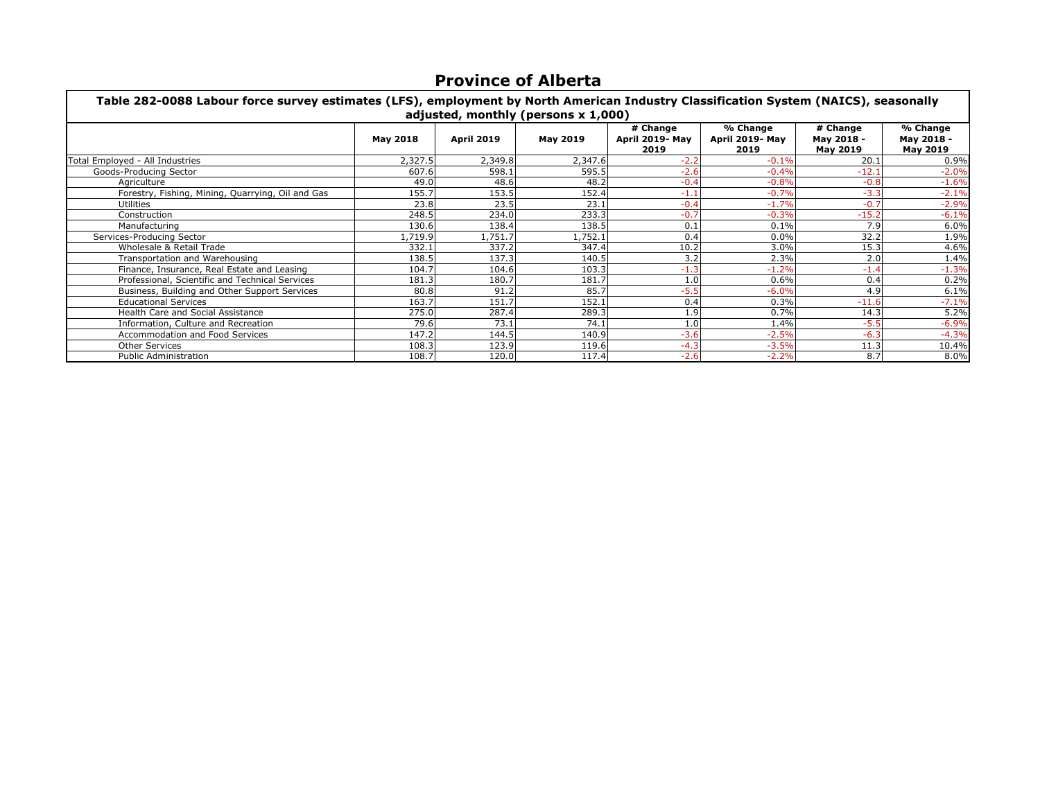# Province of Alberta

| Table 282-0088 Labour force survey estimates (LFS), employment by North American Industry Classification System (NAICS), seasonally adjusted, monthly (persons x 1,000) | | | | | | | |
|---|---|---|---|---|---|---|---|
| | **May 2018** | **April 2019** | **May 2019** | **# Change April 2019- May 2019** | **% Change April 2019- May 2019** | **# Change May 2018 - May 2019** | **% Change May 2018 - May 2019** |
| Total Employed - All Industries | 2,327.5 | 2,349.8 | 2,347.6 | -2.2 | -0.1% | 20.1 | 0.9% |
| Goods-Producing Sector | 607.6 | 598.1 | 595.5 | -2.6 | -0.4% | -12.1 | -2.0% |
| Agriculture | 49.0 | 48.6 | 48.2 | -0.4 | -0.8% | -0.8 | -1.6% |
| Forestry, Fishing, Mining, Quarrying, Oil and Gas | 155.7 | 153.5 | 152.4 | -1.1 | -0.7% | -3.3 | -2.1% |
| Utilities | 23.8 | 23.5 | 23.1 | -0.4 | -1.7% | -0.7 | -2.9% |
| Construction | 248.5 | 234.0 | 233.3 | -0.7 | -0.3% | -15.2 | -6.1% |
| Manufacturing | 130.6 | 138.4 | 138.5 | 0.1 | 0.1% | 7.9 | 6.0% |
| Services-Producing Sector | 1,719.9 | 1,751.7 | 1,752.1 | 0.4 | 0.0% | 32.2 | 1.9% |
| Wholesale & Retail Trade | 332.1 | 337.2 | 347.4 | 10.2 | 3.0% | 15.3 | 4.6% |
| Transportation and Warehousing | 138.5 | 137.3 | 140.5 | 3.2 | 2.3% | 2.0 | 1.4% |
| Finance, Insurance, Real Estate and Leasing | 104.7 | 104.6 | 103.3 | -1.3 | -1.2% | -1.4 | -1.3% |
| Professional, Scientific and Technical Services | 181.3 | 180.7 | 181.7 | 1.0 | 0.6% | 0.4 | 0.2% |
| Business, Building and Other Support Services | 80.8 | 91.2 | 85.7 | -5.5 | -6.0% | 4.9 | 6.1% |
| Educational Services | 163.7 | 151.7 | 152.1 | 0.4 | 0.3% | -11.6 | -7.1% |
| Health Care and Social Assistance | 275.0 | 287.4 | 289.3 | 1.9 | 0.7% | 14.3 | 5.2% |
| Information, Culture and Recreation | 79.6 | 73.1 | 74.1 | 1.0 | 1.4% | -5.5 | -6.9% |
| Accommodation and Food Services | 147.2 | 144.5 | 140.9 | -3.6 | -2.5% | -6.3 | -4.3% |
| Other Services | 108.3 | 123.9 | 119.6 | -4.3 | -3.5% | 11.3 | 10.4% |
| Public Administration | 108.7 | 120.0 | 117.4 | -2.6 | -2.2% | 8.7 | 8.0% |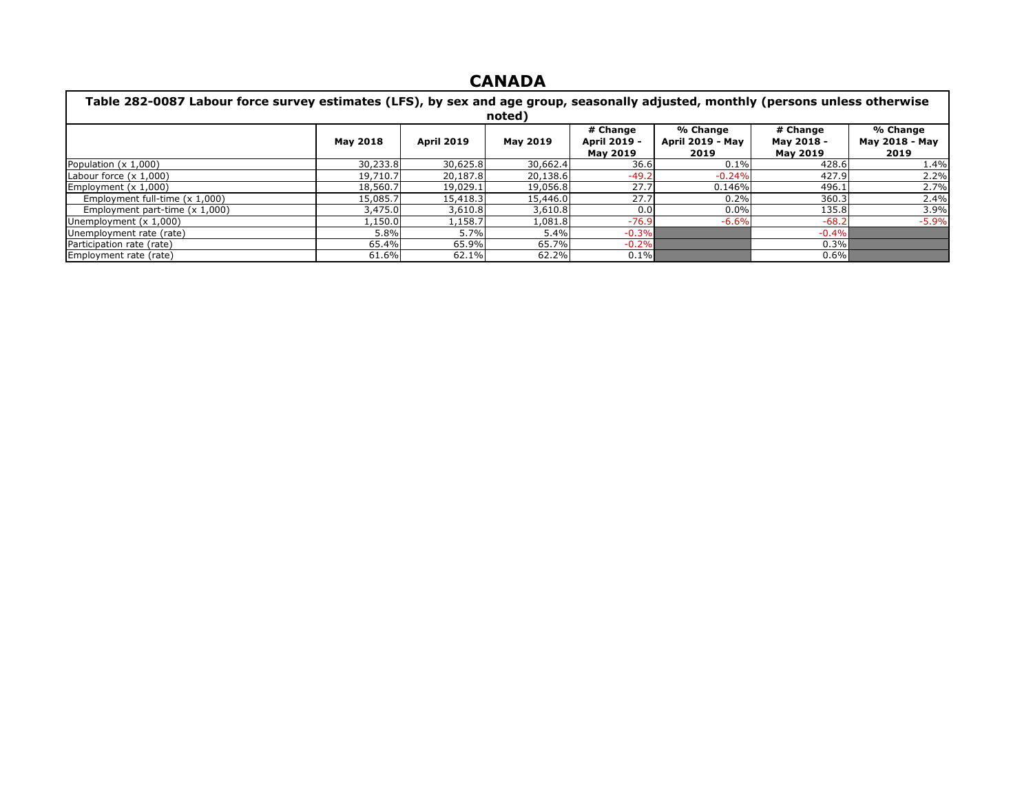# CANADA

| Table 282-0087 Labour force survey estimates (LFS), by sex and age group, seasonally adjusted, monthly (persons unless otherwise noted) | | | | | | | |
|---|---|---|---|---|---|---|---|
| | May 2018 | April 2019 | May 2019 | # Change April 2019 - May 2019 | % Change April 2019 - May 2019 | # Change May 2018 - May 2019 | % Change May 2018 - May 2019 |
| Population (x 1,000) | 30,233.8 | 30,625.8 | 30,662.4 | 36.6 | 0.1% | 428.6 | 1.4% |
| Labour force (x 1,000) | 19,710.7 | 20,187.8 | 20,138.6 | -49.2 | -0.24% | 427.9 | 2.2% |
| Employment (x 1,000) | 18,560.7 | 19,029.1 | 19,056.8 | 27.7 | 0.146% | 496.1 | 2.7% |
| Employment full-time (x 1,000) | 15,085.7 | 15,418.3 | 15,446.0 | 27.7 | 0.2% | 360.3 | 2.4% |
| Employment part-time (x 1,000) | 3,475.0 | 3,610.8 | 3,610.8 | 0.0 | 0.0% | 135.8 | 3.9% |
| Unemployment (x 1,000) | 1,150.0 | 1,158.7 | 1,081.8 | -76.9 | -6.6% | -68.2 | -5.9% |
| Unemployment rate (rate) | 5.8% | 5.7% | 5.4% | -0.3% | | -0.4% | |
| Participation rate (rate) | 65.4% | 65.9% | 65.7% | -0.2% | | 0.3% | |
| Employment rate (rate) | 61.6% | 62.1% | 62.2% | 0.1% | | 0.6% | |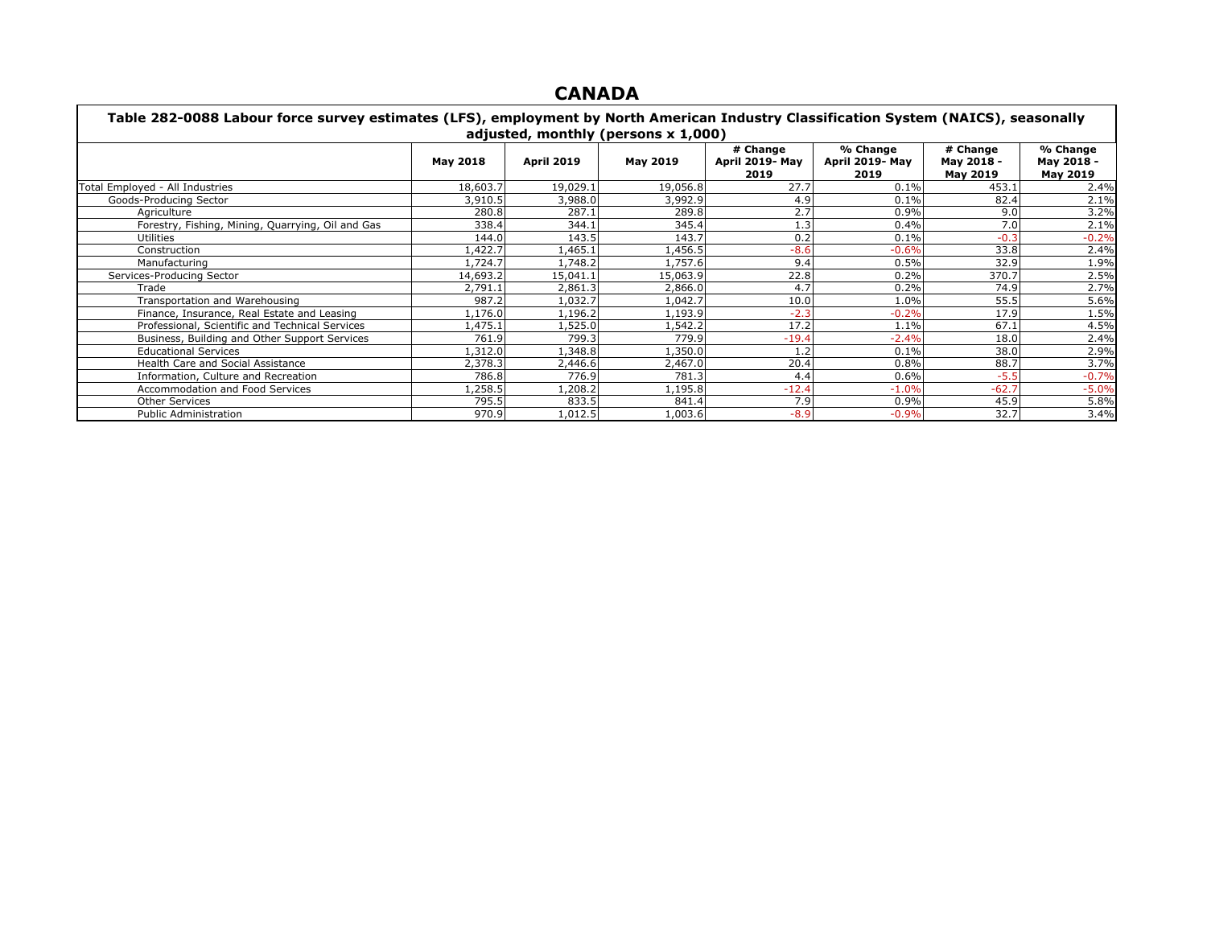# CANADA

**Table 282-0088 Labour force survey estimates (LFS), employment by North American Industry Classification System (NAICS), seasonally adjusted, monthly (persons x 1,000)**

| | May 2018 | April 2019 | May 2019 | # Change April 2019- May 2019 | % Change April 2019- May 2019 | # Change May 2018 - May 2019 | % Change May 2018 - May 2019 |
|---|---|---|---|---|---|---|---|
| Total Employed - All Industries | 18,603.7 | 19,029.1 | 19,056.8 | 27.7 | 0.1% | 453.1 | 2.4% |
| Goods-Producing Sector | 3,910.5 | 3,988.0 | 3,992.9 | 4.9 | 0.1% | 82.4 | 2.1% |
| Agriculture | 280.8 | 287.1 | 289.8 | 2.7 | 0.9% | 9.0 | 3.2% |
| Forestry, Fishing, Mining, Quarrying, Oil and Gas | 338.4 | 344.1 | 345.4 | 1.3 | 0.4% | 7.0 | 2.1% |
| Utilities | 144.0 | 143.5 | 143.7 | 0.2 | 0.1% | -0.3 | -0.2% |
| Construction | 1,422.7 | 1,465.1 | 1,456.5 | -8.6 | -0.6% | 33.8 | 2.4% |
| Manufacturing | 1,724.7 | 1,748.2 | 1,757.6 | 9.4 | 0.5% | 32.9 | 1.9% |
| Services-Producing Sector | 14,693.2 | 15,041.1 | 15,063.9 | 22.8 | 0.2% | 370.7 | 2.5% |
| Trade | 2,791.1 | 2,861.3 | 2,866.0 | 4.7 | 0.2% | 74.9 | 2.7% |
| Transportation and Warehousing | 987.2 | 1,032.7 | 1,042.7 | 10.0 | 1.0% | 55.5 | 5.6% |
| Finance, Insurance, Real Estate and Leasing | 1,176.0 | 1,196.2 | 1,193.9 | -2.3 | -0.2% | 17.9 | 1.5% |
| Professional, Scientific and Technical Services | 1,475.1 | 1,525.0 | 1,542.2 | 17.2 | 1.1% | 67.1 | 4.5% |
| Business, Building and Other Support Services | 761.9 | 799.3 | 779.9 | -19.4 | -2.4% | 18.0 | 2.4% |
| Educational Services | 1,312.0 | 1,348.8 | 1,350.0 | 1.2 | 0.1% | 38.0 | 2.9% |
| Health Care and Social Assistance | 2,378.3 | 2,446.6 | 2,467.0 | 20.4 | 0.8% | 88.7 | 3.7% |
| Information, Culture and Recreation | 786.8 | 776.9 | 781.3 | 4.4 | 0.6% | -5.5 | -0.7% |
| Accommodation and Food Services | 1,258.5 | 1,208.2 | 1,195.8 | -12.4 | -1.0% | -62.7 | -5.0% |
| Other Services | 795.5 | 833.5 | 841.4 | 7.9 | 0.9% | 45.9 | 5.8% |
| Public Administration | 970.9 | 1,012.5 | 1,003.6 | -8.9 | -0.9% | 32.7 | 3.4% |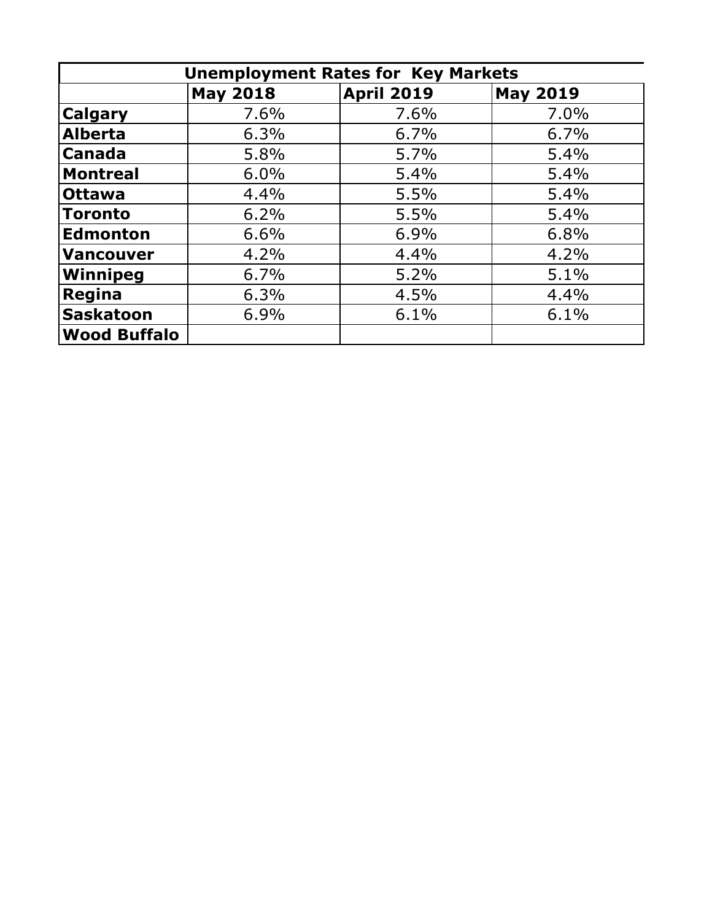| Unemployment Rates for Key Markets | | | |
|---|---|---|---|
| | **May 2018** | **April 2019** | **May 2019** |
| **Calgary** | 7.6% | 7.6% | 7.0% |
| **Alberta** | 6.3% | 6.7% | 6.7% |
| **Canada** | 5.8% | 5.7% | 5.4% |
| **Montreal** | 6.0% | 5.4% | 5.4% |
| **Ottawa** | 4.4% | 5.5% | 5.4% |
| **Toronto** | 6.2% | 5.5% | 5.4% |
| **Edmonton** | 6.6% | 6.9% | 6.8% |
| **Vancouver** | 4.2% | 4.4% | 4.2% |
| **Winnipeg** | 6.7% | 5.2% | 5.1% |
| **Regina** | 6.3% | 4.5% | 4.4% |
| **Saskatoon** | 6.9% | 6.1% | 6.1% |
| **Wood Buffalo** | | | |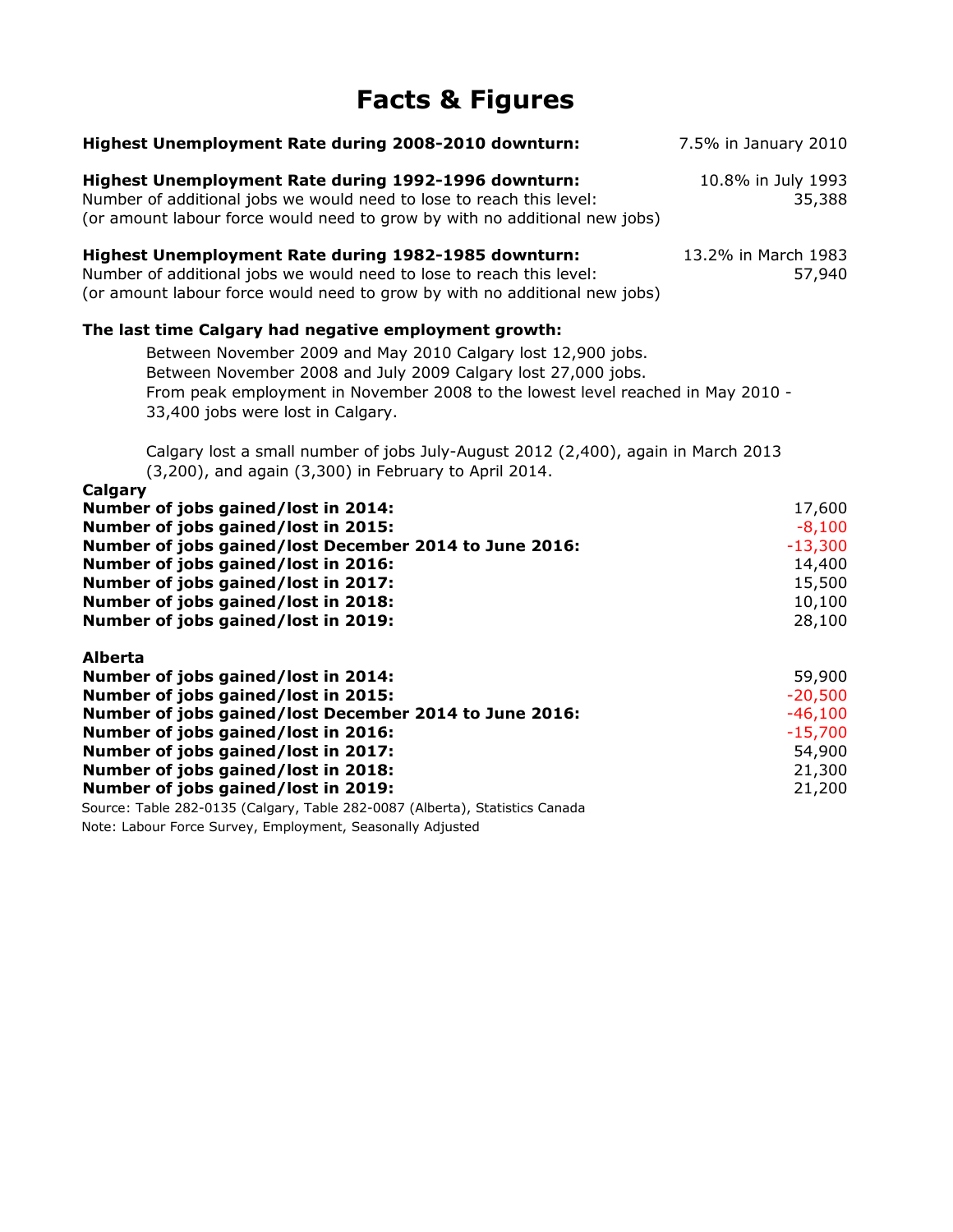# Facts & Figures

| | |
|---|---|
| **Highest Unemployment Rate during 2008-2010 downturn:** | 7.5% in January 2010 |
| **Highest Unemployment Rate during 1992-1996 downturn:** | 10.8% in July 1993 |
| Number of additional jobs we would need to lose to reach this level: (or amount labour force would need to grow by with no additional new jobs) | 35,388 |
| **Highest Unemployment Rate during 1982-1985 downturn:** | 13.2% in March 1983 |
| Number of additional jobs we would need to lose to reach this level: (or amount labour force would need to grow by with no additional new jobs) | 57,940 |

**The last time Calgary had negative employment growth:**

Between November 2009 and May 2010 Calgary lost 12,900 jobs.
Between November 2008 and July 2009 Calgary lost 27,000 jobs.
From peak employment in November 2008 to the lowest level reached in May 2010 - 33,400 jobs were lost in Calgary.

Calgary lost a small number of jobs July-August 2012 (2,400), again in March 2013 (3,200), and again (3,300) in February to April 2014.

**Calgary**

| | |
|---|---|
| **Number of jobs gained/lost in 2014:** | 17,600 |
| **Number of jobs gained/lost in 2015:** | -8,100 |
| **Number of jobs gained/lost December 2014 to June 2016:** | -13,300 |
| **Number of jobs gained/lost in 2016:** | 14,400 |
| **Number of jobs gained/lost in 2017:** | 15,500 |
| **Number of jobs gained/lost in 2018:** | 10,100 |
| **Number of jobs gained/lost in 2019:** | 28,100 |

**Alberta**

| | |
|---|---|
| **Number of jobs gained/lost in 2014:** | 59,900 |
| **Number of jobs gained/lost in 2015:** | -20,500 |
| **Number of jobs gained/lost December 2014 to June 2016:** | -46,100 |
| **Number of jobs gained/lost in 2016:** | -15,700 |
| **Number of jobs gained/lost in 2017:** | 54,900 |
| **Number of jobs gained/lost in 2018:** | 21,300 |
| **Number of jobs gained/lost in 2019:** | 21,200 |

Source: Table 282-0135 (Calgary, Table 282-0087 (Alberta), Statistics Canada
Note: Labour Force Survey, Employment, Seasonally Adjusted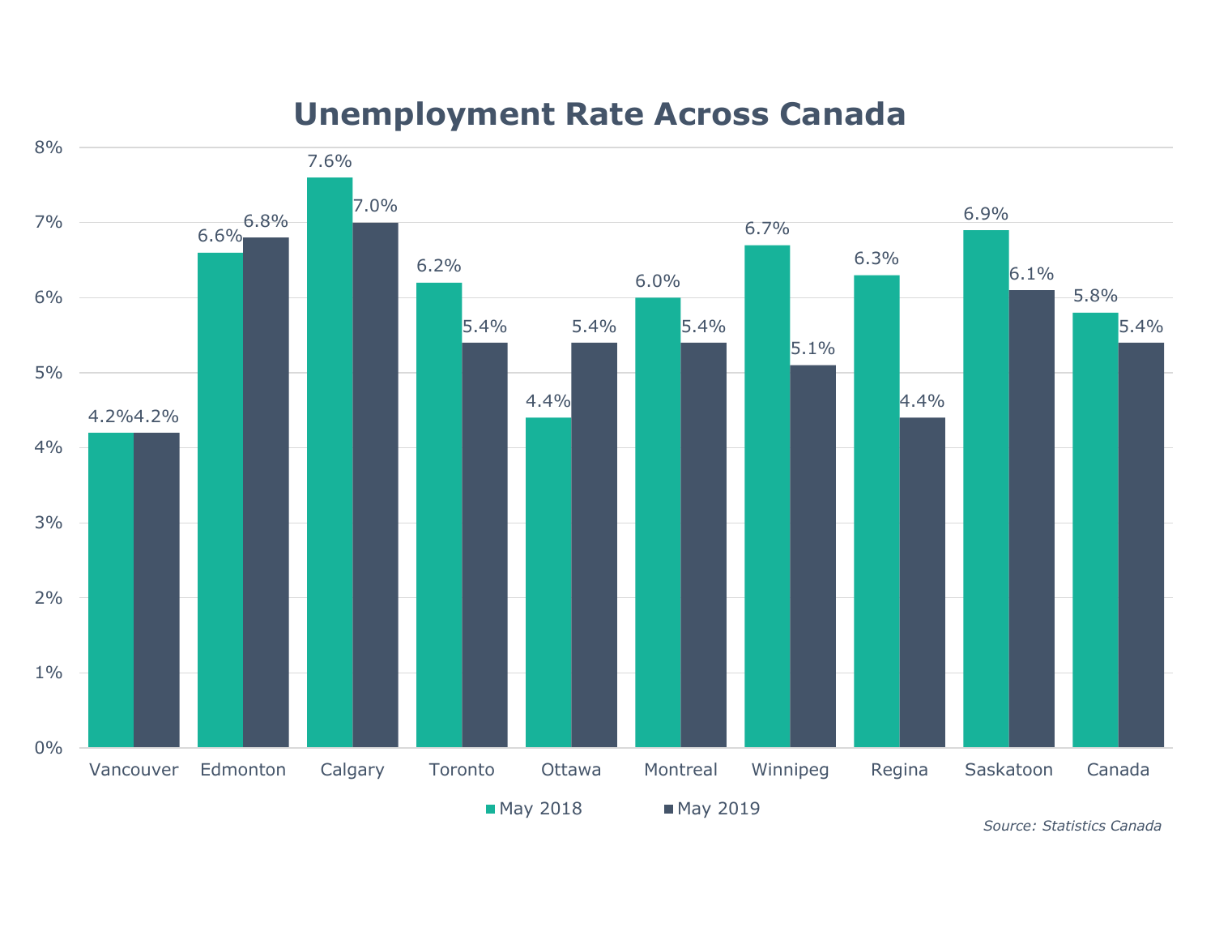## Unemployment Rate Across Canada

| | May 2018 | May 2019 |
|---|---|---|
| Vancouver | 4.2% | 4.2% |
| Edmonton | 6.6% | 6.8% |
| Calgary | 7.6% | 7.0% |
| Toronto | 6.2% | 5.4% |
| Ottawa | 4.4% | 5.4% |
| Montreal | 6.0% | 5.4% |
| Winnipeg | 6.7% | 5.1% |
| Regina | 6.3% | 4.4% |
| Saskatoon | 6.9% | 6.1% |
| Canada | 5.8% | 5.4% |

*Source: Statistics Canada*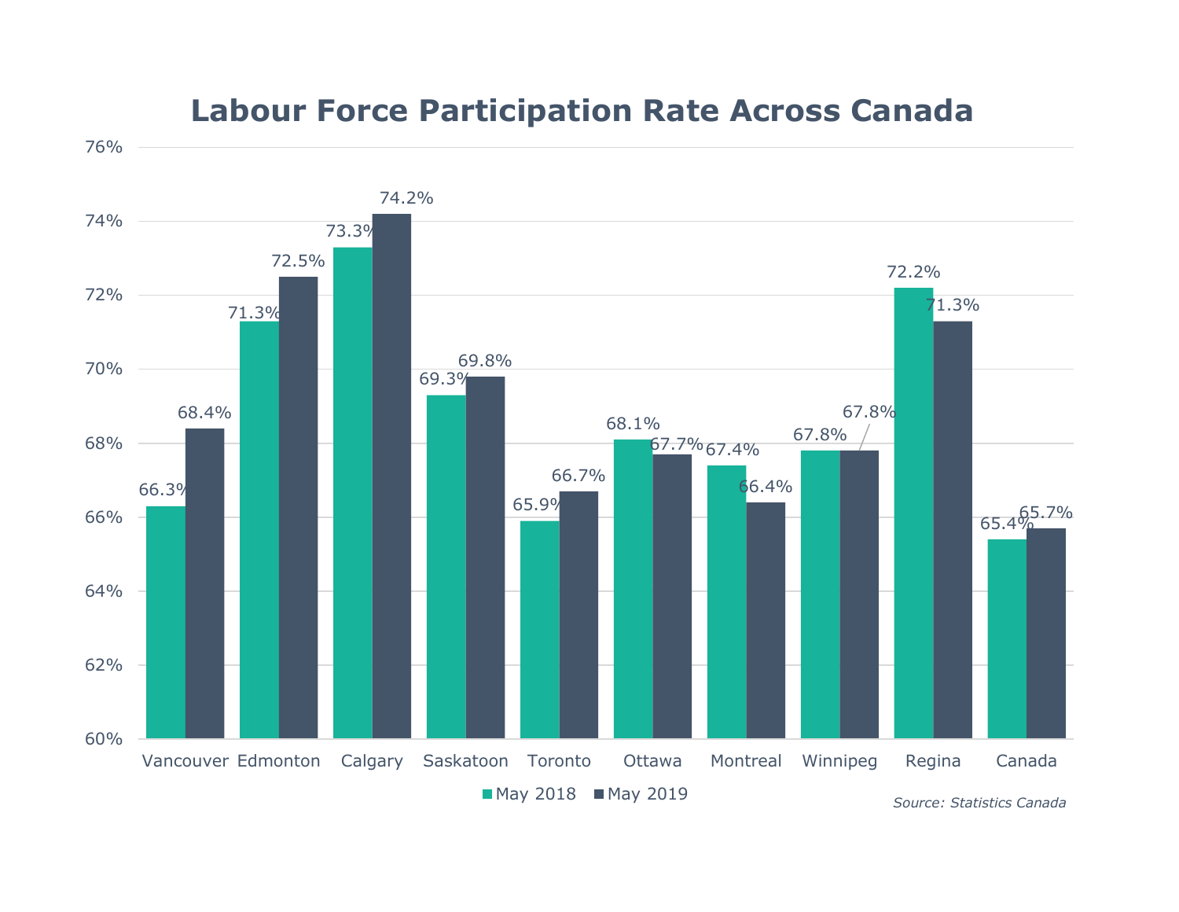# Labour Force Participation Rate Across Canada

| | May 2018 | May 2019 |
|---|---|---|
| Vancouver | 66.3% | 68.4% |
| Edmonton | 71.3% | 72.5% |
| Calgary | 73.3% | 74.2% |
| Saskatoon | 69.3% | 69.8% |
| Toronto | 65.9% | 66.7% |
| Ottawa | 68.1% | 67.7% |
| Montreal | 67.4% | 66.4% |
| Winnipeg | 67.8% | 67.8% |
| Regina | 72.2% | 71.3% |
| Canada | 65.4% | 65.7% |

*Source: Statistics Canada*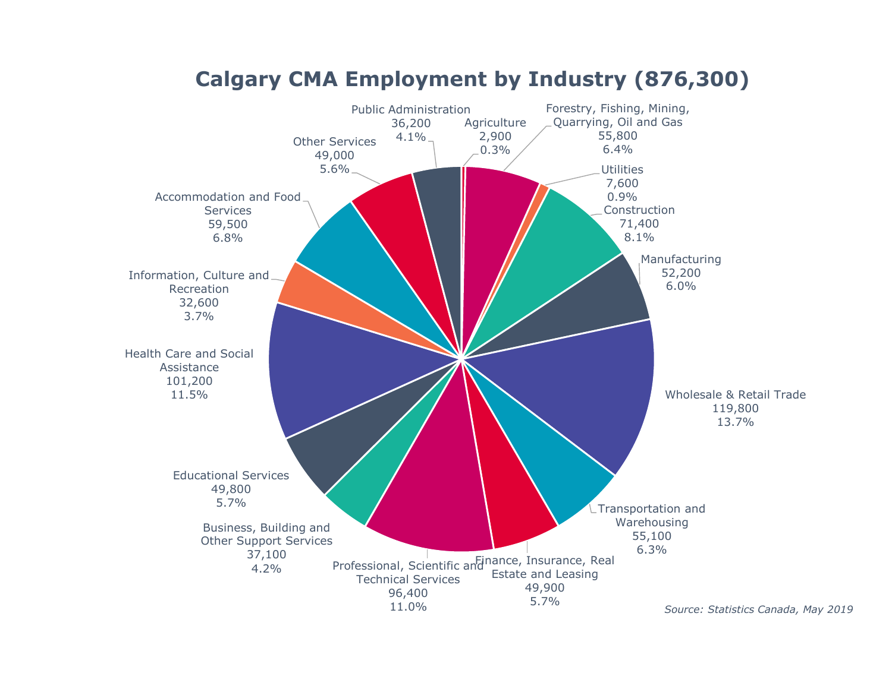# Calgary CMA Employment by Industry (876,300)

| Industry | Employment | Share |
|---|---|---|
| Agriculture | 2,900 | 0.3% |
| Forestry, Fishing, Mining, Quarrying, Oil and Gas | 55,800 | 6.4% |
| Utilities | 7,600 | 0.9% |
| Construction | 71,400 | 8.1% |
| Manufacturing | 52,200 | 6.0% |
| Wholesale & Retail Trade | 119,800 | 13.7% |
| Transportation and Warehousing | 55,100 | 6.3% |
| Finance, Insurance, Real Estate and Leasing | 49,900 | 5.7% |
| Professional, Scientific and Technical Services | 96,400 | 11.0% |
| Business, Building and Other Support Services | 37,100 | 4.2% |
| Educational Services | 49,800 | 5.7% |
| Health Care and Social Assistance | 101,200 | 11.5% |
| Information, Culture and Recreation | 32,600 | 3.7% |
| Accommodation and Food Services | 59,500 | 6.8% |
| Other Services | 49,000 | 5.6% |
| Public Administration | 36,200 | 4.1% |

*Source: Statistics Canada, May 2019*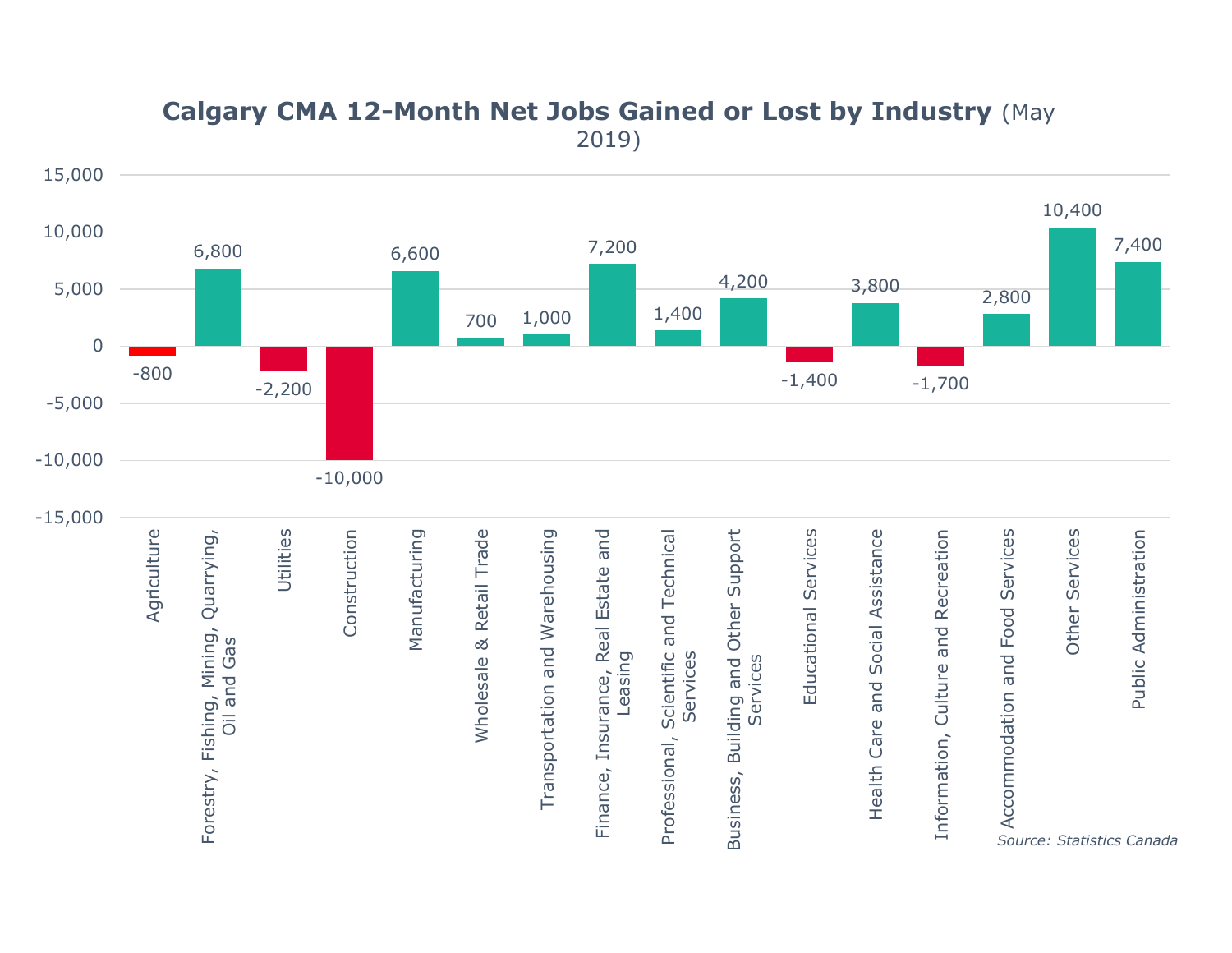## Calgary CMA 12-Month Net Jobs Gained or Lost by Industry (May 2019)

| Industry | Net Jobs Gained or Lost |
|---|---|
| Agriculture | -800 |
| Forestry, Fishing, Mining, Quarrying, Oil and Gas | 6,800 |
| Utilities | -2,200 |
| Construction | -10,000 |
| Manufacturing | 6,600 |
| Wholesale & Retail Trade | 700 |
| Transportation and Warehousing | 1,000 |
| Finance, Insurance, Real Estate and Leasing | 7,200 |
| Professional, Scientific and Technical Services | 1,400 |
| Business, Building and Other Support Services | 4,200 |
| Educational Services | -1,400 |
| Health Care and Social Assistance | 3,800 |
| Information, Culture and Recreation | -1,700 |
| Accommodation and Food Services | 2,800 |
| Other Services | 10,400 |
| Public Administration | 7,400 |

*Source: Statistics Canada*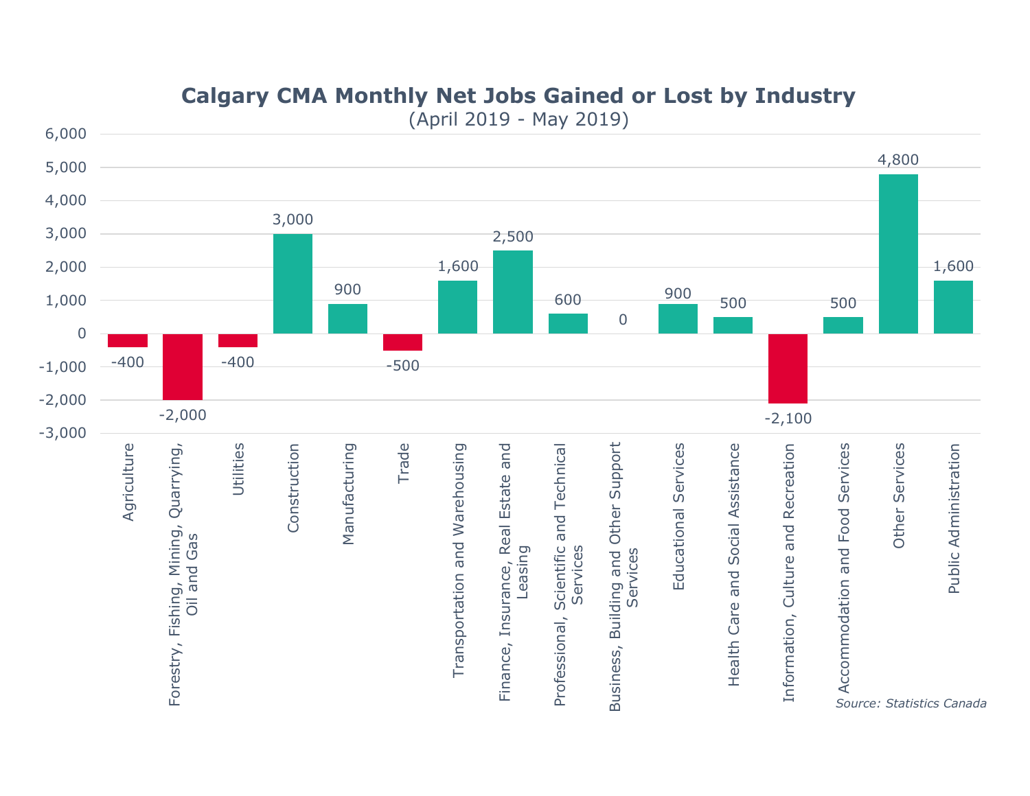# Calgary CMA Monthly Net Jobs Gained or Lost by Industry

(April 2019 - May 2019)

| Industry | Net Jobs |
|---|---|
| Agriculture | -400 |
| Forestry, Fishing, Mining, Quarrying, Oil and Gas | -2,000 |
| Utilities | -400 |
| Construction | 3,000 |
| Manufacturing | 900 |
| Trade | -500 |
| Transportation and Warehousing | 1,600 |
| Finance, Insurance, Real Estate and Leasing | 2,500 |
| Professional, Scientific and Technical Services | 600 |
| Business, Building and Other Support Services | 0 |
| Educational Services | 900 |
| Health Care and Social Assistance | 500 |
| Information, Culture and Recreation | -2,100 |
| Accommodation and Food Services | 500 |
| Other Services | 4,800 |
| Public Administration | 1,600 |

*Source: Statistics Canada*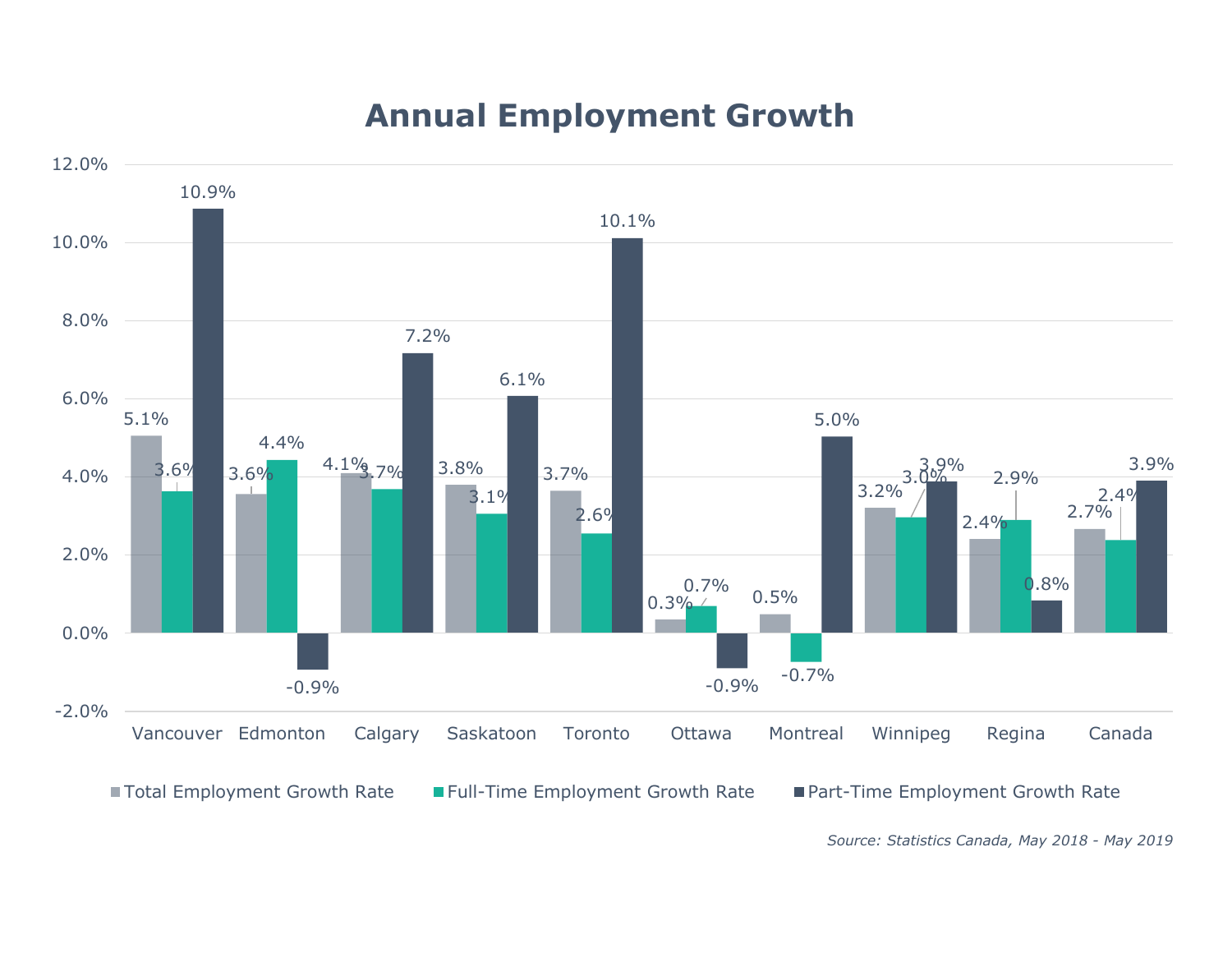# Annual Employment Growth

| | Total Employment Growth Rate | Full-Time Employment Growth Rate | Part-Time Employment Growth Rate |
|---|---|---|---|
| Vancouver | 5.1% | 3.6% | 10.9% |
| Edmonton | 3.6% | 4.4% | -0.9% |
| Calgary | 4.1% | 3.7% | 7.2% |
| Saskatoon | 3.8% | 3.1% | 6.1% |
| Toronto | 3.7% | 2.6% | 10.1% |
| Ottawa | 0.3% | 0.7% | -0.9% |
| Montreal | 0.5% | -0.7% | 5.0% |
| Winnipeg | 3.2% | 3.0% | 3.9% |
| Regina | 2.4% | 2.9% | 0.8% |
| Canada | 2.7% | 2.4% | 3.9% |

*Source: Statistics Canada, May 2018 - May 2019*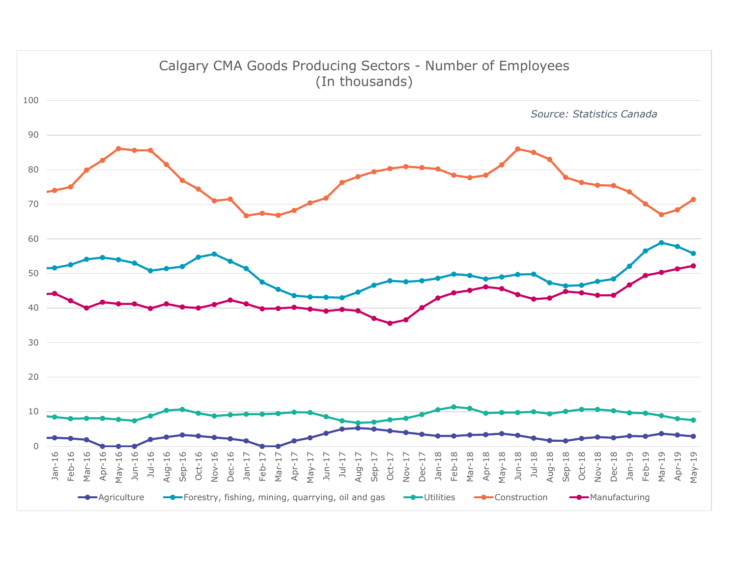# Calgary CMA Goods Producing Sectors - Number of Employees
(In thousands)

*Source: Statistics Canada*

Agriculture | Forestry, fishing, mining, quarrying, oil and gas | Utilities | Construction | Manufacturing

Jan-16, Feb-16, Mar-16, Apr-16, May-16, Jun-16, Jul-16, Aug-16, Sep-16, Oct-16, Nov-16, Dec-16, Jan-17, Feb-17, Mar-17, Apr-17, May-17, Jun-17, Jul-17, Aug-17, Sep-17, Oct-17, Nov-17, Dec-17, Jan-18, Feb-18, Mar-18, Apr-18, May-18, Jun-18, Jul-18, Aug-18, Sep-18, Oct-18, Nov-18, Dec-18, Jan-19, Feb-19, Mar-19, Apr-19, May-19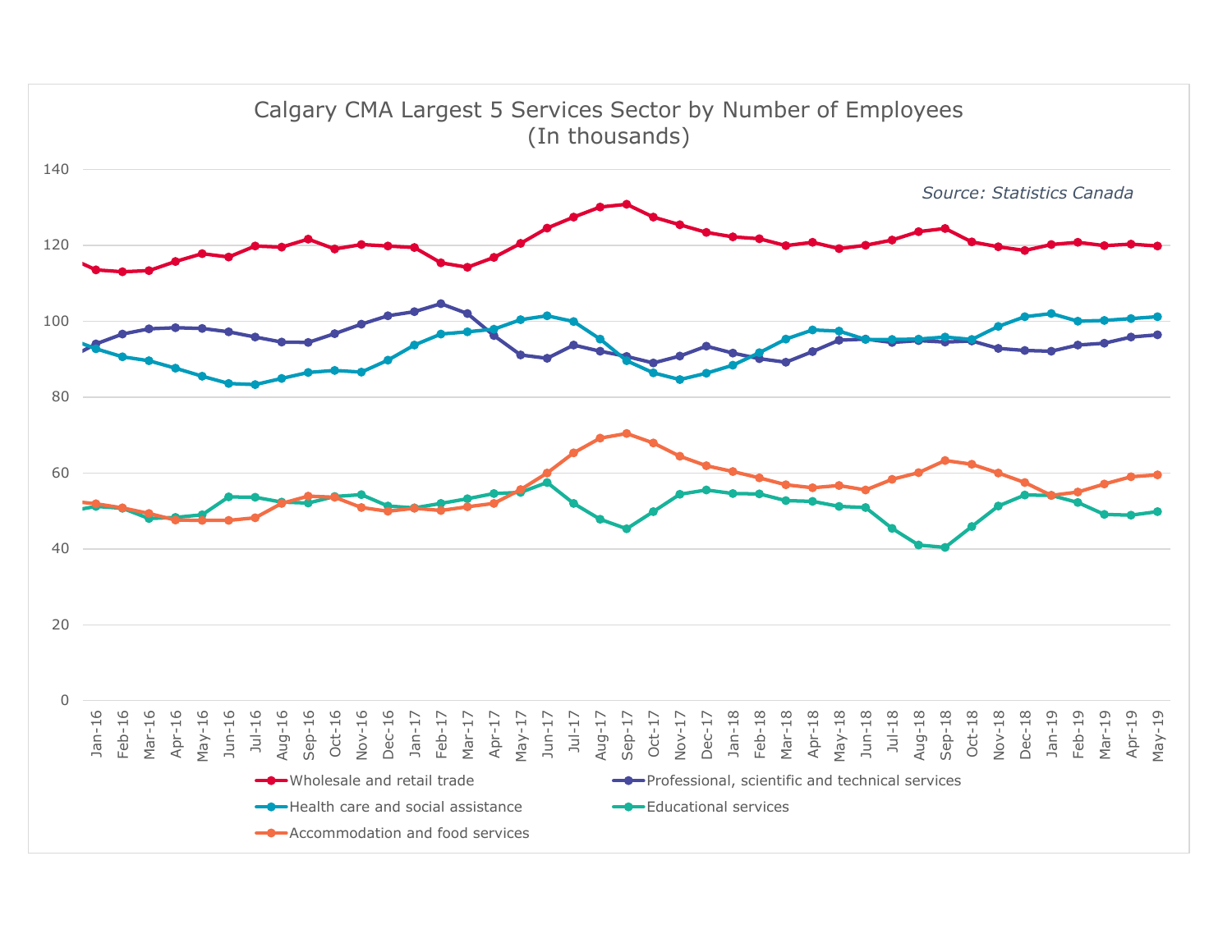## Calgary CMA Largest 5 Services Sector by Number of Employees
### (In thousands)

*Source: Statistics Canada*

Y-axis: 0, 20, 40, 60, 80, 100, 120, 140

X-axis: Jan-16, Feb-16, Mar-16, Apr-16, May-16, Jun-16, Jul-16, Aug-16, Sep-16, Oct-16, Nov-16, Dec-16, Jan-17, Feb-17, Mar-17, Apr-17, May-17, Jun-17, Jul-17, Aug-17, Sep-17, Oct-17, Nov-17, Dec-17, Jan-18, Feb-18, Mar-18, Apr-18, May-18, Jun-18, Jul-18, Aug-18, Sep-18, Oct-18, Nov-18, Dec-18, Jan-19, Feb-19, Mar-19, Apr-19, May-19

Legend:
- Wholesale and retail trade
- Professional, scientific and technical services
- Health care and social assistance
- Educational services
- Accommodation and food services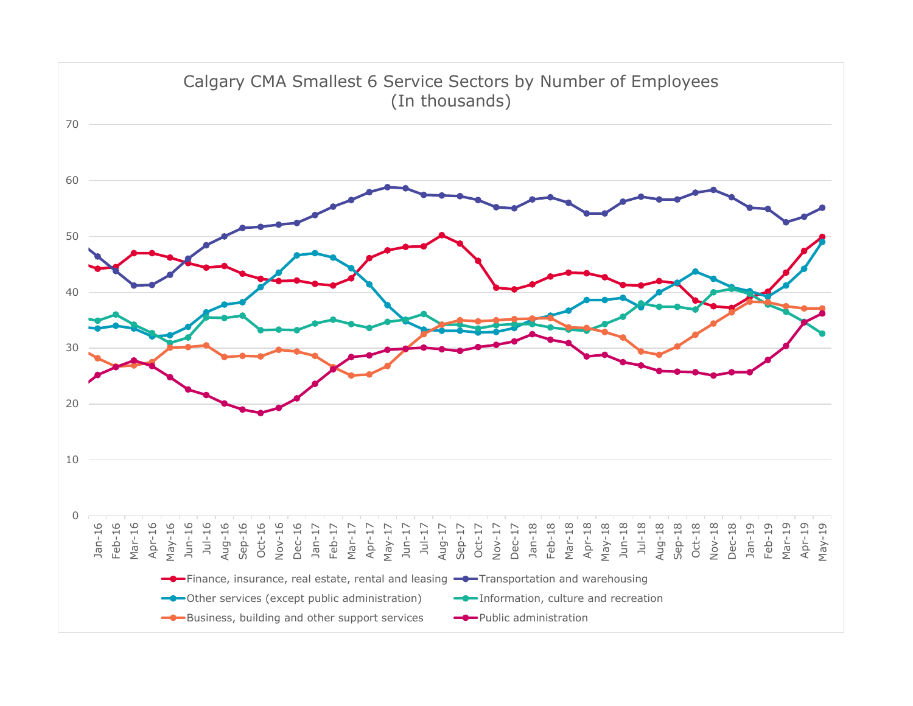Calgary CMA Smallest 6 Service Sectors by Number of Employees
(In thousands)

70
60
50
40
30
20
10
0

Jan-16
Feb-16
Mar-16
Apr-16
May-16
Jun-16
Jul-16
Aug-16
Sep-16
Oct-16
Nov-16
Dec-16
Jan-17
Feb-17
Mar-17
Apr-17
May-17
Jun-17
Jul-17
Aug-17
Sep-17
Oct-17
Nov-17
Dec-17
Jan-18
Feb-18
Mar-18
Apr-18
May-18
Jun-18
Jul-18
Aug-18
Sep-18
Oct-18
Nov-18
Dec-18
Jan-19
Feb-19
Mar-19
Apr-19
May-19

Finance, insurance, real estate, rental and leasing
Transportation and warehousing
Other services (except public administration)
Information, culture and recreation
Business, building and other support services
Public administration